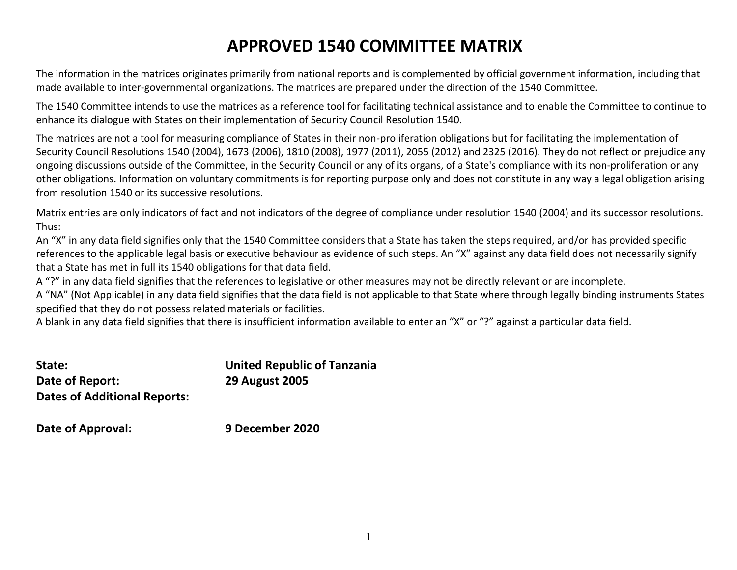# APPROVED 1540 COMMITTEE MATRIX

The information in the matrices originates primarily from national reports and is complemented by official government information, including that made available to inter-governmental organizations. The matrices are prepared under the direction of the 1540 Committee.

The 1540 Committee intends to use the matrices as a reference tool for facilitating technical assistance and to enable the Committee to continue to enhance its dialogue with States on their implementation of Security Council Resolution 1540.

The matrices are not a tool for measuring compliance of States in their non-proliferation obligations but for facilitating the implementation of Security Council Resolutions 1540 (2004), 1673 (2006), 1810 (2008), 1977 (2011), 2055 (2012) and 2325 (2016). They do not reflect or prejudice any ongoing discussions outside of the Committee, in the Security Council or any of its organs, of a State's compliance with its non-proliferation or any other obligations. Information on voluntary commitments is for reporting purpose only and does not constitute in any way a legal obligation arising from resolution 1540 or its successive resolutions.

Matrix entries are only indicators of fact and not indicators of the degree of compliance under resolution 1540 (2004) and its successor resolutions. Thus:

An “X” in any data field signifies only that the 1540 Committee considers that a State has taken the steps required, and/or has provided specific references to the applicable legal basis or executive behaviour as evidence of such steps. An “X” against any data field does not necessarily signify that a State has met in full its 1540 obligations for that data field.

A “?” in any data field signifies that the references to legislative or other measures may not be directly relevant or are incomplete.

A “NA” (Not Applicable) in any data field signifies that the data field is not applicable to that State where through legally binding instruments States specified that they do not possess related materials or facilities.

A blank in any data field signifies that there is insufficient information available to enter an “X” or “?” against a particular data field.

**State:** **United Republic of Tanzania**

**Date of Report:** **29 August 2005**

**Dates of Additional Reports:**

**Date of Approval:** **9 December 2020**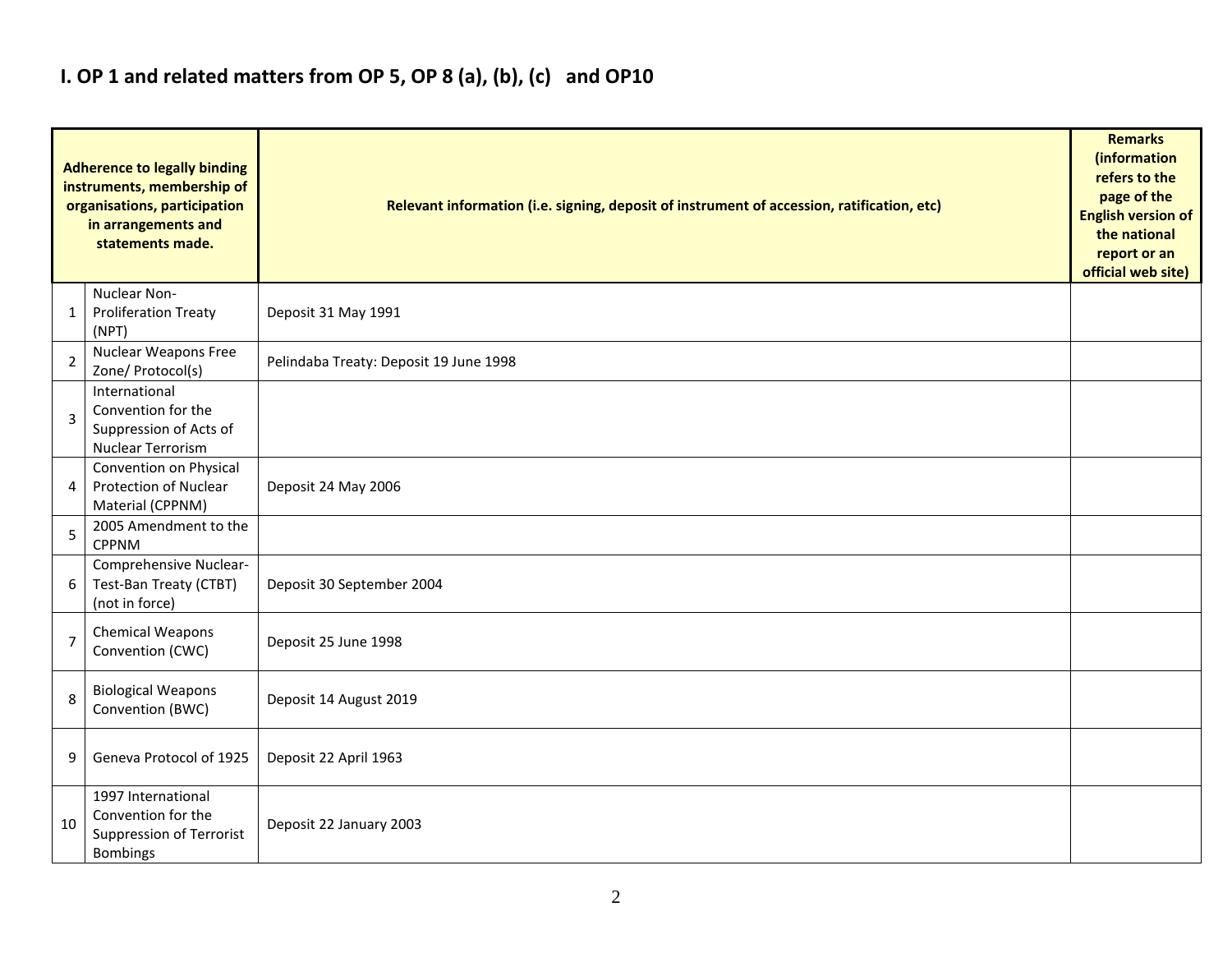## I. OP 1 and related matters from OP 5, OP 8 (a), (b), (c) and OP10

| | Adherence to legally binding instruments, membership of organisations, participation in arrangements and statements made. | Relevant information (i.e. signing, deposit of instrument of accession, ratification, etc) | Remarks (information refers to the page of the English version of the national report or an official web site) |
|---|---|---|---|
| 1 | Nuclear Non-Proliferation Treaty (NPT) | Deposit 31 May 1991 | |
| 2 | Nuclear Weapons Free Zone/ Protocol(s) | Pelindaba Treaty: Deposit 19 June 1998 | |
| 3 | International Convention for the Suppression of Acts of Nuclear Terrorism | | |
| 4 | Convention on Physical Protection of Nuclear Material (CPPNM) | Deposit 24 May 2006 | |
| 5 | 2005 Amendment to the CPPNM | | |
| 6 | Comprehensive Nuclear-Test-Ban Treaty (CTBT) (not in force) | Deposit 30 September 2004 | |
| 7 | Chemical Weapons Convention (CWC) | Deposit 25 June 1998 | |
| 8 | Biological Weapons Convention (BWC) | Deposit 14 August 2019 | |
| 9 | Geneva Protocol of 1925 | Deposit 22 April 1963 | |
| 10 | 1997 International Convention for the Suppression of Terrorist Bombings | Deposit 22 January 2003 | |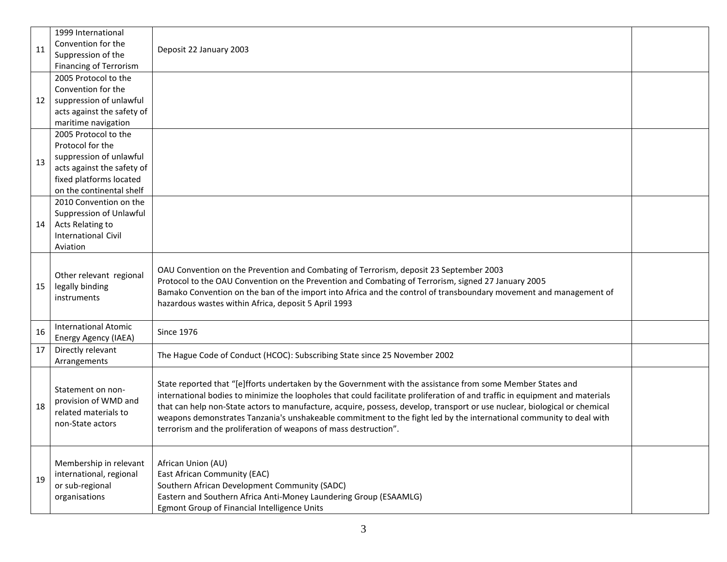| | | | |
|---|---|---|---|
| 11 | 1999 International Convention for the Suppression of the Financing of Terrorism | Deposit 22 January 2003 | |
| 12 | 2005 Protocol to the Convention for the suppression of unlawful acts against the safety of maritime navigation | | |
| 13 | 2005 Protocol to the Protocol for the suppression of unlawful acts against the safety of fixed platforms located on the continental shelf | | |
| 14 | 2010 Convention on the Suppression of Unlawful Acts Relating to International Civil Aviation | | |
| 15 | Other relevant regional legally binding instruments | OAU Convention on the Prevention and Combating of Terrorism, deposit 23 September 2003<br>Protocol to the OAU Convention on the Prevention and Combating of Terrorism, signed 27 January 2005<br>Bamako Convention on the ban of the import into Africa and the control of transboundary movement and management of hazardous wastes within Africa, deposit 5 April 1993 | |
| 16 | International Atomic Energy Agency (IAEA) | Since 1976 | |
| 17 | Directly relevant Arrangements | The Hague Code of Conduct (HCOC): Subscribing State since 25 November 2002 | |
| 18 | Statement on non-provision of WMD and related materials to non-State actors | State reported that "[e]fforts undertaken by the Government with the assistance from some Member States and international bodies to minimize the loopholes that could facilitate proliferation of and traffic in equipment and materials that can help non-State actors to manufacture, acquire, possess, develop, transport or use nuclear, biological or chemical weapons demonstrates Tanzania's unshakeable commitment to the fight led by the international community to deal with terrorism and the proliferation of weapons of mass destruction". | |
| 19 | Membership in relevant international, regional or sub-regional organisations | African Union (AU)<br>East African Community (EAC)<br>Southern African Development Community (SADC)<br>Eastern and Southern Africa Anti-Money Laundering Group (ESAAMLG)<br>Egmont Group of Financial Intelligence Units | |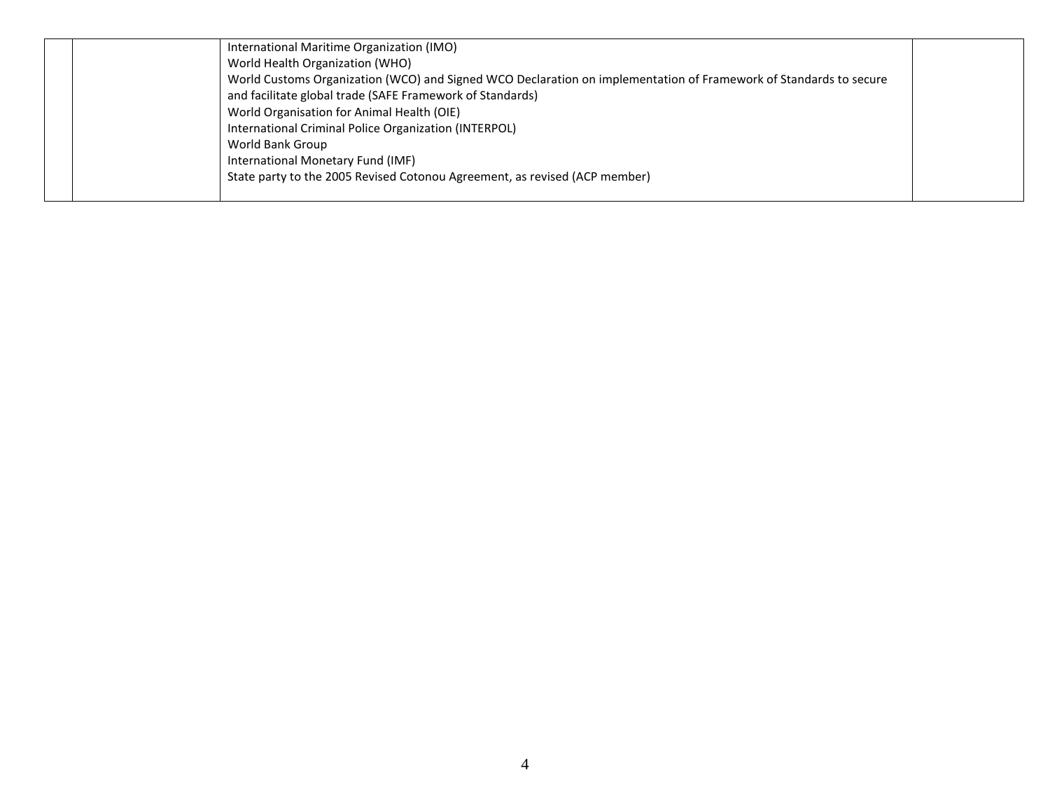| | | | |
|---|---|---|---|
| | | International Maritime Organization (IMO)<br>World Health Organization (WHO)<br>World Customs Organization (WCO) and Signed WCO Declaration on implementation of Framework of Standards to secure and facilitate global trade (SAFE Framework of Standards)<br>World Organisation for Animal Health (OIE)<br>International Criminal Police Organization (INTERPOL)<br>World Bank Group<br>International Monetary Fund (IMF)<br>State party to the 2005 Revised Cotonou Agreement, as revised (ACP member) | |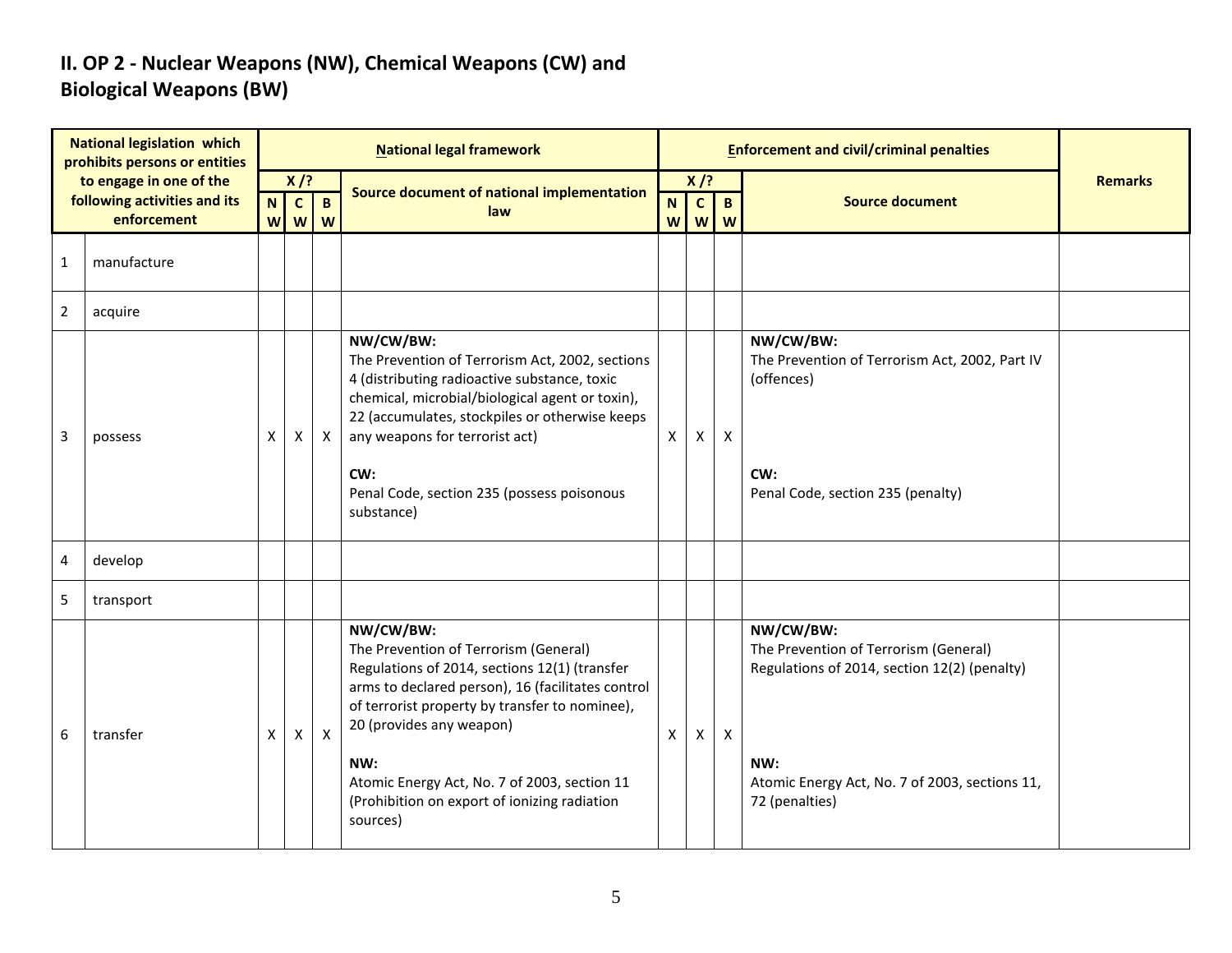## II. OP 2 - Nuclear Weapons (NW), Chemical Weapons (CW) and Biological Weapons (BW)

| National legislation which prohibits persons or entities to engage in one of the following activities and its enforcement | | National legal framework | | | | Enforcement and civil/criminal penalties | | | | Remarks |
|---|---|---|---|---|---|---|---|---|---|---|
| | | X /? | | | Source document of national implementation law | X /? | | | Source document | |
| | | NW | CW | BW | | NW | CW | BW | | |
| 1 | manufacture | | | | | | | | | |
| 2 | acquire | | | | | | | | | |
| 3 | possess | X | X | X | **NW/CW/BW:**<br>The Prevention of Terrorism Act, 2002, sections 4 (distributing radioactive substance, toxic chemical, microbial/biological agent or toxin), 22 (accumulates, stockpiles or otherwise keeps any weapons for terrorist act)<br><br>**CW:**<br>Penal Code, section 235 (possess poisonous substance) | X | X | X | **NW/CW/BW:**<br>The Prevention of Terrorism Act, 2002, Part IV (offences)<br><br>**CW:**<br>Penal Code, section 235 (penalty) | |
| 4 | develop | | | | | | | | | |
| 5 | transport | | | | | | | | | |
| 6 | transfer | X | X | X | **NW/CW/BW:**<br>The Prevention of Terrorism (General) Regulations of 2014, sections 12(1) (transfer arms to declared person), 16 (facilitates control of terrorist property by transfer to nominee), 20 (provides any weapon)<br><br>**NW:**<br>Atomic Energy Act, No. 7 of 2003, section 11 (Prohibition on export of ionizing radiation sources) | X | X | X | **NW/CW/BW:**<br>The Prevention of Terrorism (General) Regulations of 2014, section 12(2) (penalty)<br><br>**NW:**<br>Atomic Energy Act, No. 7 of 2003, sections 11, 72 (penalties) | |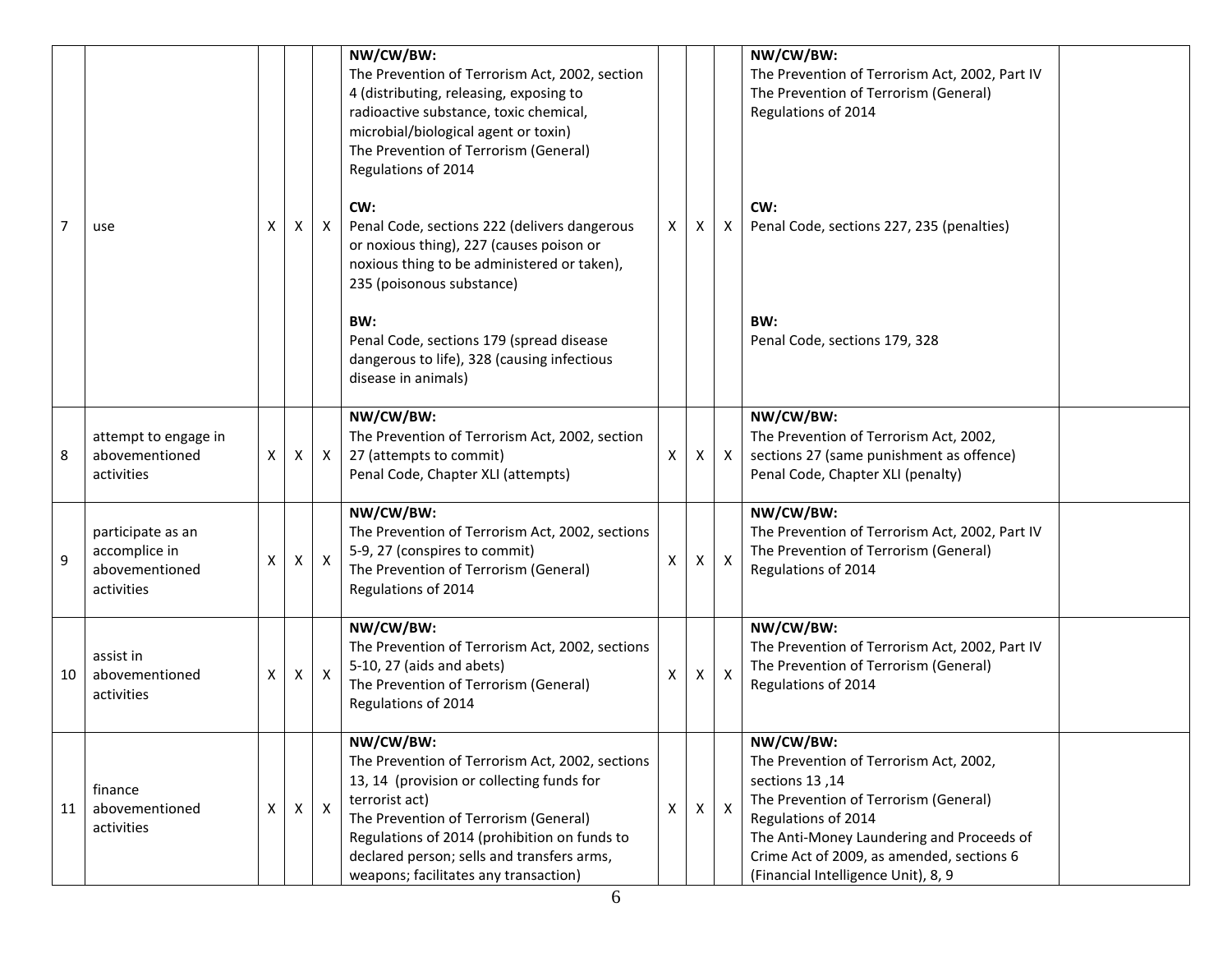| 7 | use | X | X | X | **NW/CW/BW:**<br>The Prevention of Terrorism Act, 2002, section 4 (distributing, releasing, exposing to radioactive substance, toxic chemical, microbial/biological agent or toxin)<br>The Prevention of Terrorism (General) Regulations of 2014<br><br>**CW:**<br>Penal Code, sections 222 (delivers dangerous or noxious thing), 227 (causes poison or noxious thing to be administered or taken), 235 (poisonous substance)<br><br>**BW:**<br>Penal Code, sections 179 (spread disease dangerous to life), 328 (causing infectious disease in animals) | X | X | X | **NW/CW/BW:**<br>The Prevention of Terrorism Act, 2002, Part IV<br>The Prevention of Terrorism (General) Regulations of 2014<br><br>**CW:**<br>Penal Code, sections 227, 235 (penalties)<br><br>**BW:**<br>Penal Code, sections 179, 328 | |
|---|---|---|---|---|---|---|---|---|---|---|
| 8 | attempt to engage in abovementioned activities | X | X | X | **NW/CW/BW:**<br>The Prevention of Terrorism Act, 2002, section 27 (attempts to commit)<br>Penal Code, Chapter XLI (attempts) | X | X | X | **NW/CW/BW:**<br>The Prevention of Terrorism Act, 2002, sections 27 (same punishment as offence)<br>Penal Code, Chapter XLI (penalty) | |
| 9 | participate as an accomplice in abovementioned activities | X | X | X | **NW/CW/BW:**<br>The Prevention of Terrorism Act, 2002, sections 5-9, 27 (conspires to commit)<br>The Prevention of Terrorism (General) Regulations of 2014 | X | X | X | **NW/CW/BW:**<br>The Prevention of Terrorism Act, 2002, Part IV<br>The Prevention of Terrorism (General) Regulations of 2014 | |
| 10 | assist in abovementioned activities | X | X | X | **NW/CW/BW:**<br>The Prevention of Terrorism Act, 2002, sections 5-10, 27 (aids and abets)<br>The Prevention of Terrorism (General) Regulations of 2014 | X | X | X | **NW/CW/BW:**<br>The Prevention of Terrorism Act, 2002, Part IV<br>The Prevention of Terrorism (General) Regulations of 2014 | |
| 11 | finance abovementioned activities | X | X | X | **NW/CW/BW:**<br>The Prevention of Terrorism Act, 2002, sections 13, 14 (provision or collecting funds for terrorist act)<br>The Prevention of Terrorism (General) Regulations of 2014 (prohibition on funds to declared person; sells and transfers arms, weapons; facilitates any transaction) | X | X | X | **NW/CW/BW:**<br>The Prevention of Terrorism Act, 2002, sections 13 ,14<br>The Prevention of Terrorism (General) Regulations of 2014<br>The Anti-Money Laundering and Proceeds of Crime Act of 2009, as amended, sections 6 (Financial Intelligence Unit), 8, 9 | |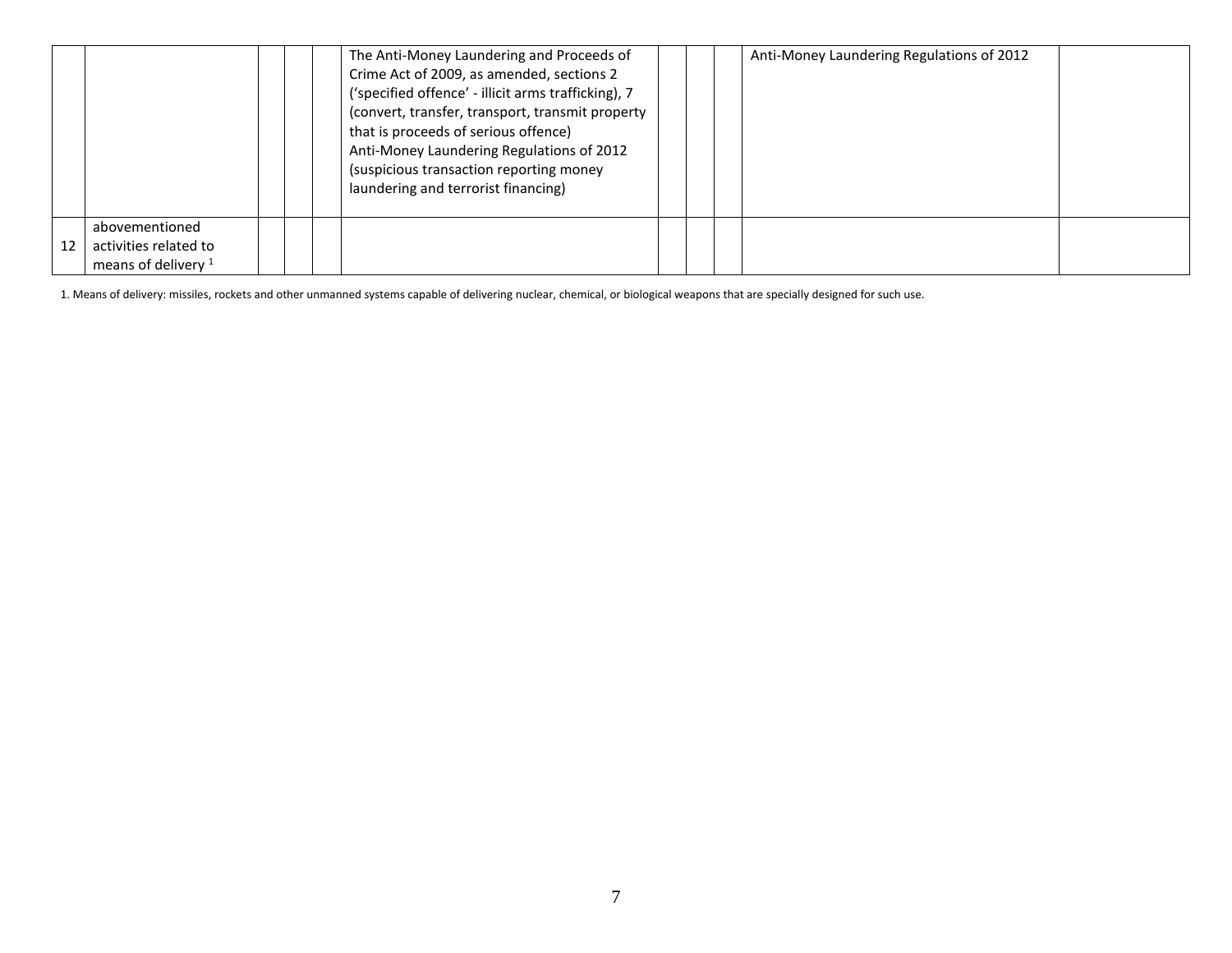| | | | | | | | | | | |
|---|---|---|---|---|---|---|---|---|---|---|
| | | | | | The Anti-Money Laundering and Proceeds of Crime Act of 2009, as amended, sections 2 ('specified offence' - illicit arms trafficking), 7 (convert, transfer, transport, transmit property that is proceeds of serious offence) Anti-Money Laundering Regulations of 2012 (suspicious transaction reporting money laundering and terrorist financing) | | | | Anti-Money Laundering Regulations of 2012 | |
| 12 | abovementioned activities related to means of delivery [1] | | | | | | | | | |

1. Means of delivery: missiles, rockets and other unmanned systems capable of delivering nuclear, chemical, or biological weapons that are specially designed for such use.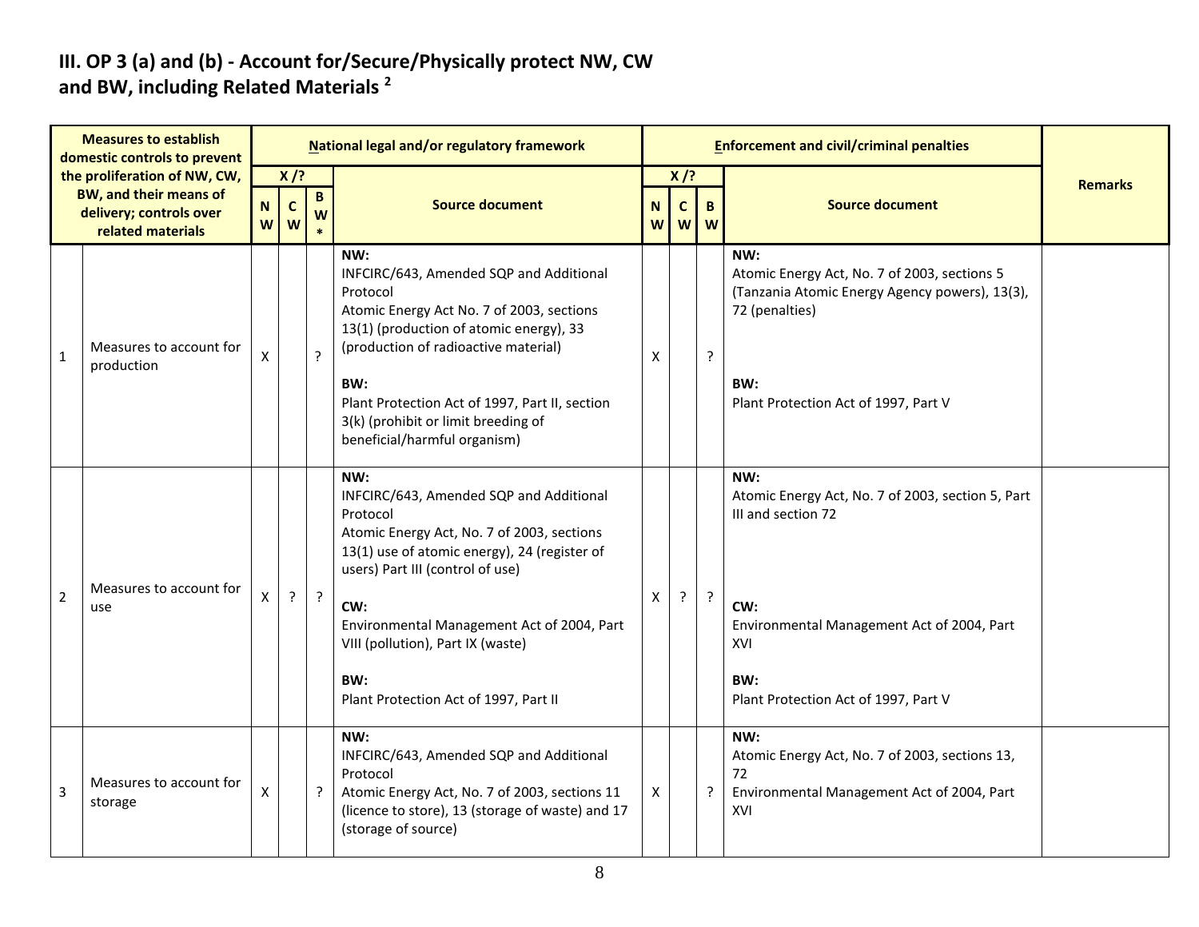## III. OP 3 (a) and (b) - Account for/Secure/Physically protect NW, CW and BW, including Related Materials [2]

| | Measures to establish domestic controls to prevent the proliferation of NW, CW, BW, and their means of delivery; controls over related materials | National legal and/or regulatory framework | | | | Enforcement and civil/criminal penalties | | | | Remarks |
|---|---|---|---|---|---|---|---|---|---|---|
| | | X /? | | | Source document | X /? | | | Source document | |
| | | NW | CW | BW * | | NW | CW | BW | | |
| 1 | Measures to account for production | X | | ? | **NW:**<br>INFCIRC/643, Amended SQP and Additional Protocol<br>Atomic Energy Act No. 7 of 2003, sections 13(1) (production of atomic energy), 33 (production of radioactive material)<br><br>**BW:**<br>Plant Protection Act of 1997, Part II, section 3(k) (prohibit or limit breeding of beneficial/harmful organism) | X | | ? | **NW:**<br>Atomic Energy Act, No. 7 of 2003, sections 5 (Tanzania Atomic Energy Agency powers), 13(3), 72 (penalties)<br><br>**BW:**<br>Plant Protection Act of 1997, Part V | |
| 2 | Measures to account for use | X | ? | ? | **NW:**<br>INFCIRC/643, Amended SQP and Additional Protocol<br>Atomic Energy Act, No. 7 of 2003, sections 13(1) use of atomic energy), 24 (register of users) Part III (control of use)<br><br>**CW:**<br>Environmental Management Act of 2004, Part VIII (pollution), Part IX (waste)<br><br>**BW:**<br>Plant Protection Act of 1997, Part II | X | ? | ? | **NW:**<br>Atomic Energy Act, No. 7 of 2003, section 5, Part III and section 72<br><br>**CW:**<br>Environmental Management Act of 2004, Part XVI<br><br>**BW:**<br>Plant Protection Act of 1997, Part V | |
| 3 | Measures to account for storage | X | | ? | **NW:**<br>INFCIRC/643, Amended SQP and Additional Protocol<br>Atomic Energy Act, No. 7 of 2003, sections 11 (licence to store), 13 (storage of waste) and 17 (storage of source) | X | | ? | **NW:**<br>Atomic Energy Act, No. 7 of 2003, sections 13, 72<br>Environmental Management Act of 2004, Part XVI | |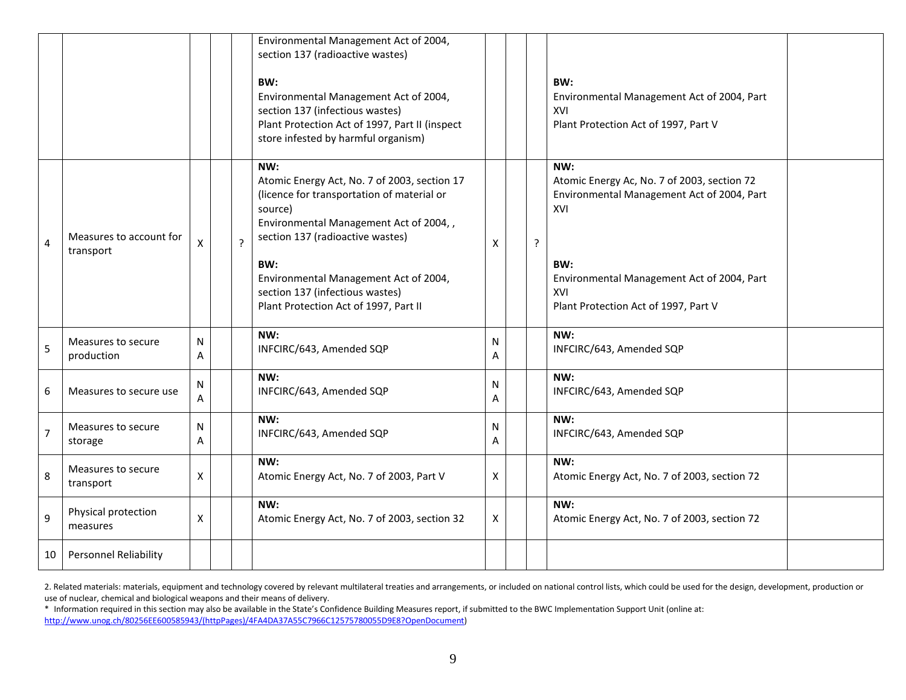| | | | | | | | | | | |
|---|---|---|---|---|---|---|---|---|---|---|
| | | | | | Environmental Management Act of 2004, section 137 (radioactive wastes)<br><br>**BW:**<br>Environmental Management Act of 2004, section 137 (infectious wastes)<br>Plant Protection Act of 1997, Part II (inspect store infested by harmful organism) | | | | **BW:**<br>Environmental Management Act of 2004, Part XVI<br>Plant Protection Act of 1997, Part V | |
| 4 | Measures to account for transport | X | | ? | **NW:**<br>Atomic Energy Act, No. 7 of 2003, section 17 (licence for transportation of material or source)<br>Environmental Management Act of 2004, , section 137 (radioactive wastes)<br><br>**BW:**<br>Environmental Management Act of 2004, section 137 (infectious wastes)<br>Plant Protection Act of 1997, Part II | X | | ? | **NW:**<br>Atomic Energy Ac, No. 7 of 2003, section 72<br>Environmental Management Act of 2004, Part XVI<br><br>**BW:**<br>Environmental Management Act of 2004, Part XVI<br>Plant Protection Act of 1997, Part V | |
| 5 | Measures to secure production | NA | | | **NW:**<br>INFCIRC/643, Amended SQP | NA | | | **NW:**<br>INFCIRC/643, Amended SQP | |
| 6 | Measures to secure use | NA | | | **NW:**<br>INFCIRC/643, Amended SQP | NA | | | **NW:**<br>INFCIRC/643, Amended SQP | |
| 7 | Measures to secure storage | NA | | | **NW:**<br>INFCIRC/643, Amended SQP | NA | | | **NW:**<br>INFCIRC/643, Amended SQP | |
| 8 | Measures to secure transport | X | | | **NW:**<br>Atomic Energy Act, No. 7 of 2003, Part V | X | | | **NW:**<br>Atomic Energy Act, No. 7 of 2003, section 72 | |
| 9 | Physical protection measures | X | | | **NW:**<br>Atomic Energy Act, No. 7 of 2003, section 32 | X | | | **NW:**<br>Atomic Energy Act, No. 7 of 2003, section 72 | |
| 10 | Personnel Reliability | | | | | | | | | |

2. Related materials: materials, equipment and technology covered by relevant multilateral treaties and arrangements, or included on national control lists, which could be used for the design, development, production or use of nuclear, chemical and biological weapons and their means of delivery.

\* Information required in this section may also be available in the State's Confidence Building Measures report, if submitted to the BWC Implementation Support Unit (online at: http://www.unog.ch/80256EE600585943/(httpPages)/4FA4DA37A55C7966C12575780055D9E8?OpenDocument)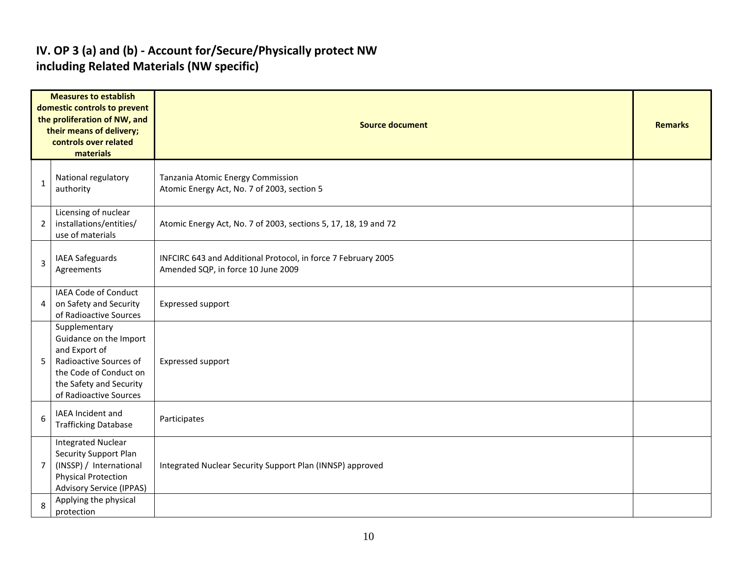## IV. OP 3 (a) and (b) - Account for/Secure/Physically protect NW including Related Materials (NW specific)

| Measures to establish domestic controls to prevent the proliferation of NW, and their means of delivery; controls over related materials | | Source document | Remarks |
|---|---|---|---|
| 1 | National regulatory authority | Tanzania Atomic Energy Commission<br>Atomic Energy Act, No. 7 of 2003, section 5 | |
| 2 | Licensing of nuclear installations/entities/ use of materials | Atomic Energy Act, No. 7 of 2003, sections 5, 17, 18, 19 and 72 | |
| 3 | IAEA Safeguards Agreements | INFCIRC 643 and Additional Protocol, in force 7 February 2005<br>Amended SQP, in force 10 June 2009 | |
| 4 | IAEA Code of Conduct on Safety and Security of Radioactive Sources | Expressed support | |
| 5 | Supplementary Guidance on the Import and Export of Radioactive Sources of the Code of Conduct on the Safety and Security of Radioactive Sources | Expressed support | |
| 6 | IAEA Incident and Trafficking Database | Participates | |
| 7 | Integrated Nuclear Security Support Plan (INSSP) / International Physical Protection Advisory Service (IPPAS) | Integrated Nuclear Security Support Plan (INNSP) approved | |
| 8 | Applying the physical protection | | |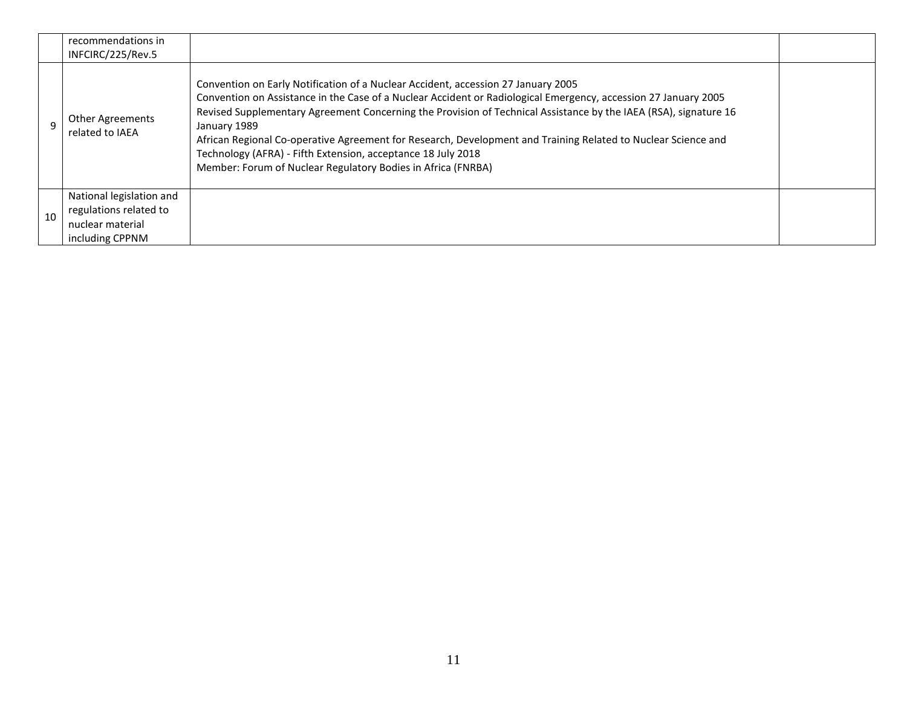| | | | |
|---|---|---|---|
| | recommendations in INFCIRC/225/Rev.5 | | |
| 9 | Other Agreements related to IAEA | Convention on Early Notification of a Nuclear Accident, accession 27 January 2005<br>Convention on Assistance in the Case of a Nuclear Accident or Radiological Emergency, accession 27 January 2005<br>Revised Supplementary Agreement Concerning the Provision of Technical Assistance by the IAEA (RSA), signature 16 January 1989<br>African Regional Co-operative Agreement for Research, Development and Training Related to Nuclear Science and Technology (AFRA) - Fifth Extension, acceptance 18 July 2018<br>Member: Forum of Nuclear Regulatory Bodies in Africa (FNRBA) | |
| 10 | National legislation and regulations related to nuclear material including CPPNM | | |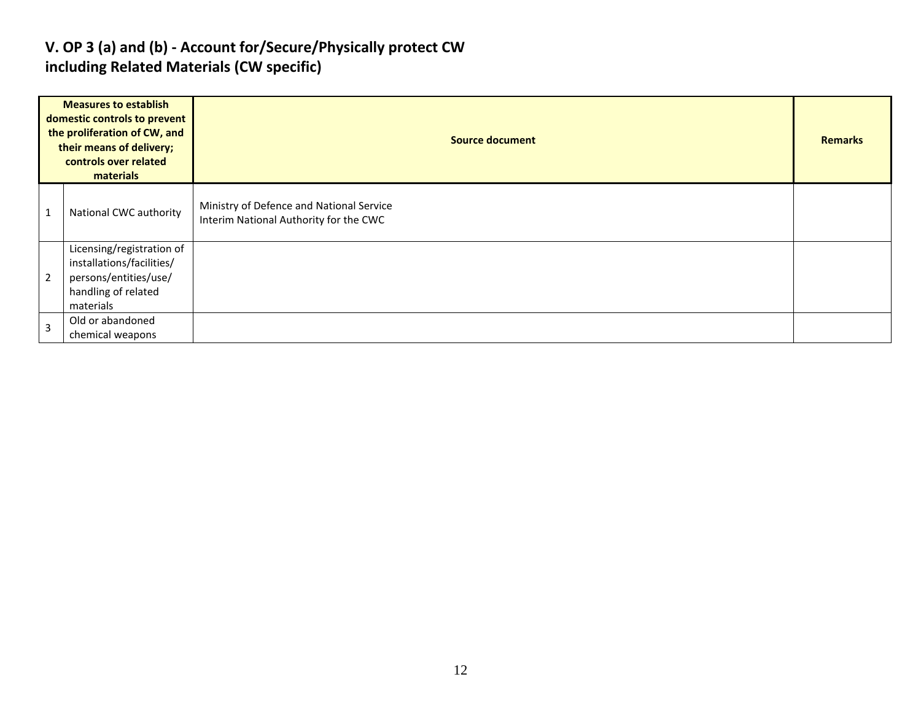## V. OP 3 (a) and (b) - Account for/Secure/Physically protect CW including Related Materials (CW specific)

| Measures to establish domestic controls to prevent the proliferation of CW, and their means of delivery; controls over related materials | | Source document | Remarks |
|---|---|---|---|
| 1 | National CWC authority | Ministry of Defence and National Service<br>Interim National Authority for the CWC | |
| 2 | Licensing/registration of installations/facilities/ persons/entities/use/ handling of related materials | | |
| 3 | Old or abandoned chemical weapons | | |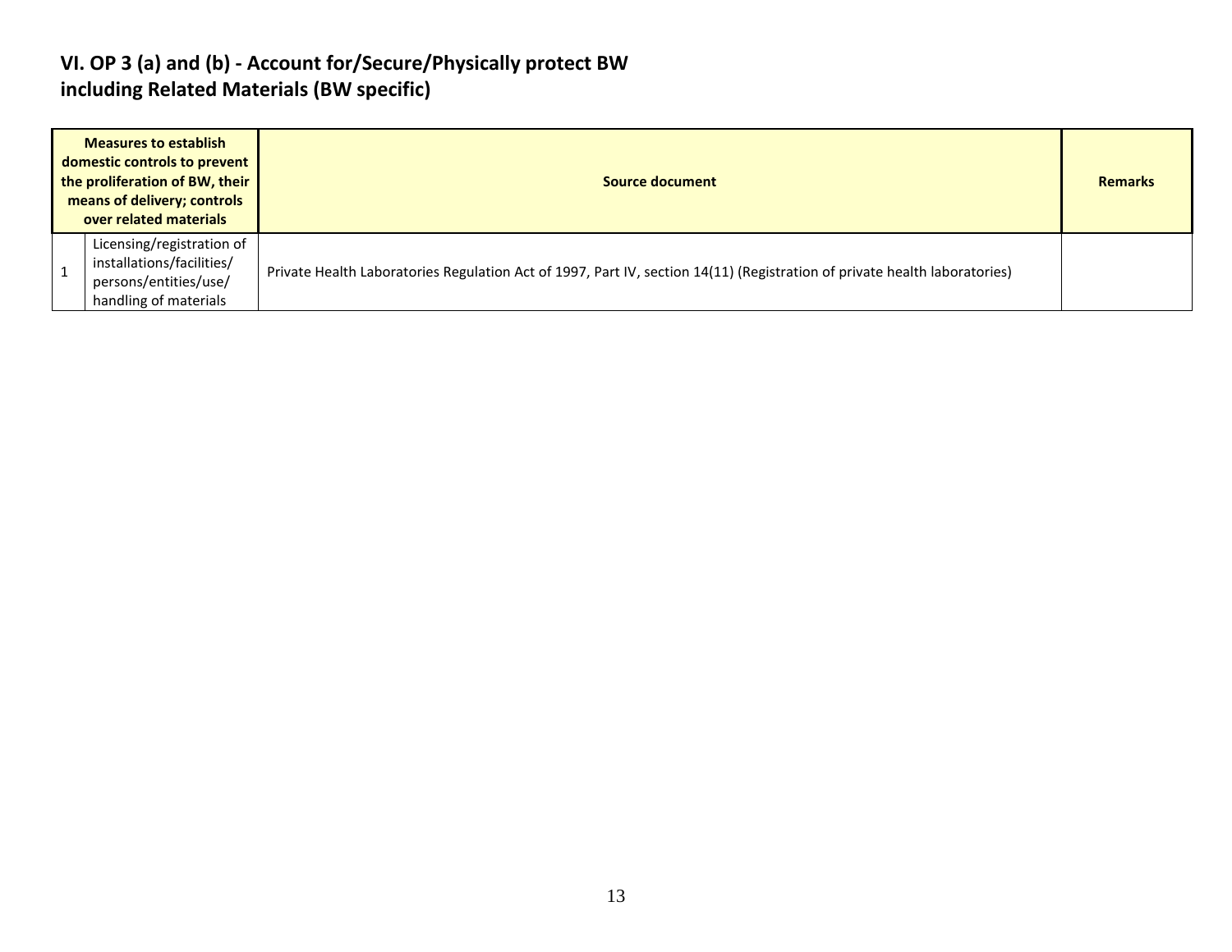## VI. OP 3 (a) and (b) - Account for/Secure/Physically protect BW including Related Materials (BW specific)

| Measures to establish domestic controls to prevent the proliferation of BW, their means of delivery; controls over related materials | | Source document | Remarks |
|---|---|---|---|
| 1 | Licensing/registration of installations/facilities/ persons/entities/use/ handling of materials | Private Health Laboratories Regulation Act of 1997, Part IV, section 14(11) (Registration of private health laboratories) | |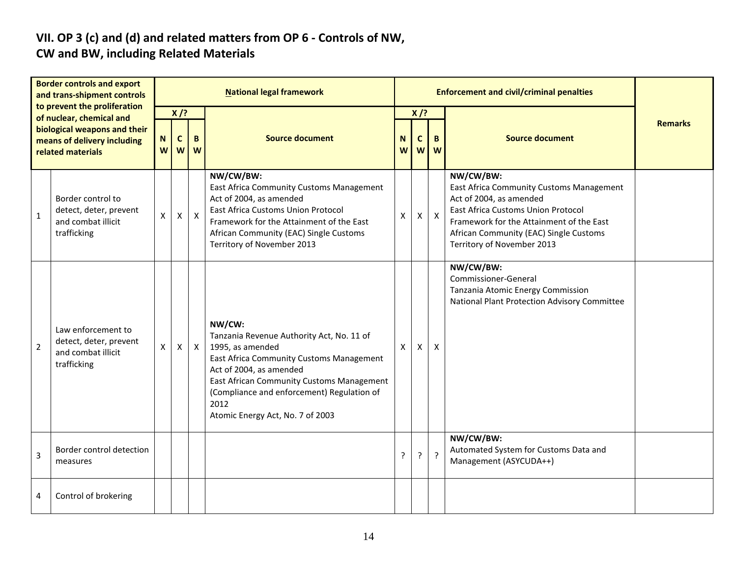## VII. OP 3 (c) and (d) and related matters from OP 6 - Controls of NW, CW and BW, including Related Materials

| | Border controls and export and trans-shipment controls to prevent the proliferation of nuclear, chemical and biological weapons and their means of delivery including related materials | National legal framework | | | | Enforcement and civil/criminal penalties | | | | Remarks |
|---|---|---|---|---|---|---|---|---|---|---|
| | | X /? | | | Source document | X /? | | | Source document | |
| | | NW | CW | BW | | NW | CW | BW | | |
| 1 | Border control to detect, deter, prevent and combat illicit trafficking | X | X | X | **NW/CW/BW:** East Africa Community Customs Management Act of 2004, as amended East Africa Customs Union Protocol Framework for the Attainment of the East African Community (EAC) Single Customs Territory of November 2013 | X | X | X | **NW/CW/BW:** East Africa Community Customs Management Act of 2004, as amended East Africa Customs Union Protocol Framework for the Attainment of the East African Community (EAC) Single Customs Territory of November 2013 | |
| 2 | Law enforcement to detect, deter, prevent and combat illicit trafficking | X | X | X | **NW/CW:** Tanzania Revenue Authority Act, No. 11 of 1995, as amended East Africa Community Customs Management Act of 2004, as amended East African Community Customs Management (Compliance and enforcement) Regulation of 2012 Atomic Energy Act, No. 7 of 2003 | X | X | X | **NW/CW/BW:** Commissioner-General Tanzania Atomic Energy Commission National Plant Protection Advisory Committee | |
| 3 | Border control detection measures | | | | | ? | ? | ? | **NW/CW/BW:** Automated System for Customs Data and Management (ASYCUDA++) | |
| 4 | Control of brokering | | | | | | | | | |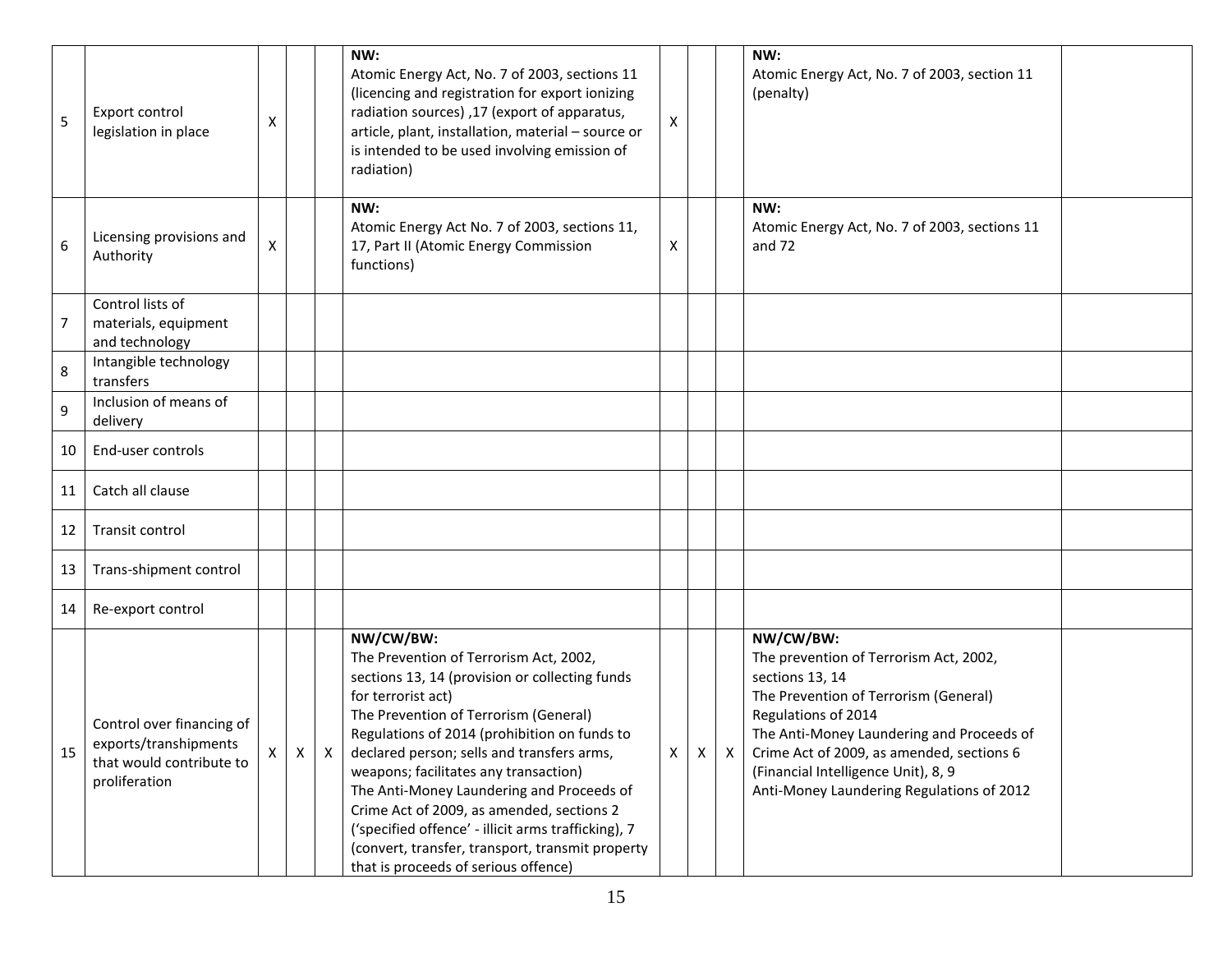| 5 | Export control legislation in place | X | | | **NW:** Atomic Energy Act, No. 7 of 2003, sections 11 (licencing and registration for export ionizing radiation sources) ,17 (export of apparatus, article, plant, installation, material – source or is intended to be used involving emission of radiation) | X | | | **NW:** Atomic Energy Act, No. 7 of 2003, section 11 (penalty) | |
|---|---|---|---|---|---|---|---|---|---|---|
| 6 | Licensing provisions and Authority | X | | | **NW:** Atomic Energy Act No. 7 of 2003, sections 11, 17, Part II (Atomic Energy Commission functions) | X | | | **NW:** Atomic Energy Act, No. 7 of 2003, sections 11 and 72 | |
| 7 | Control lists of materials, equipment and technology | | | | | | | | | |
| 8 | Intangible technology transfers | | | | | | | | | |
| 9 | Inclusion of means of delivery | | | | | | | | | |
| 10 | End-user controls | | | | | | | | | |
| 11 | Catch all clause | | | | | | | | | |
| 12 | Transit control | | | | | | | | | |
| 13 | Trans-shipment control | | | | | | | | | |
| 14 | Re-export control | | | | | | | | | |
| 15 | Control over financing of exports/transhipments that would contribute to proliferation | X | X | X | **NW/CW/BW:** The Prevention of Terrorism Act, 2002, sections 13, 14 (provision or collecting funds for terrorist act) The Prevention of Terrorism (General) Regulations of 2014 (prohibition on funds to declared person; sells and transfers arms, weapons; facilitates any transaction) The Anti-Money Laundering and Proceeds of Crime Act of 2009, as amended, sections 2 ('specified offence' - illicit arms trafficking), 7 (convert, transfer, transport, transmit property that is proceeds of serious offence) | X | X | X | **NW/CW/BW:** The prevention of Terrorism Act, 2002, sections 13, 14 The Prevention of Terrorism (General) Regulations of 2014 The Anti-Money Laundering and Proceeds of Crime Act of 2009, as amended, sections 6 (Financial Intelligence Unit), 8, 9 Anti-Money Laundering Regulations of 2012 | |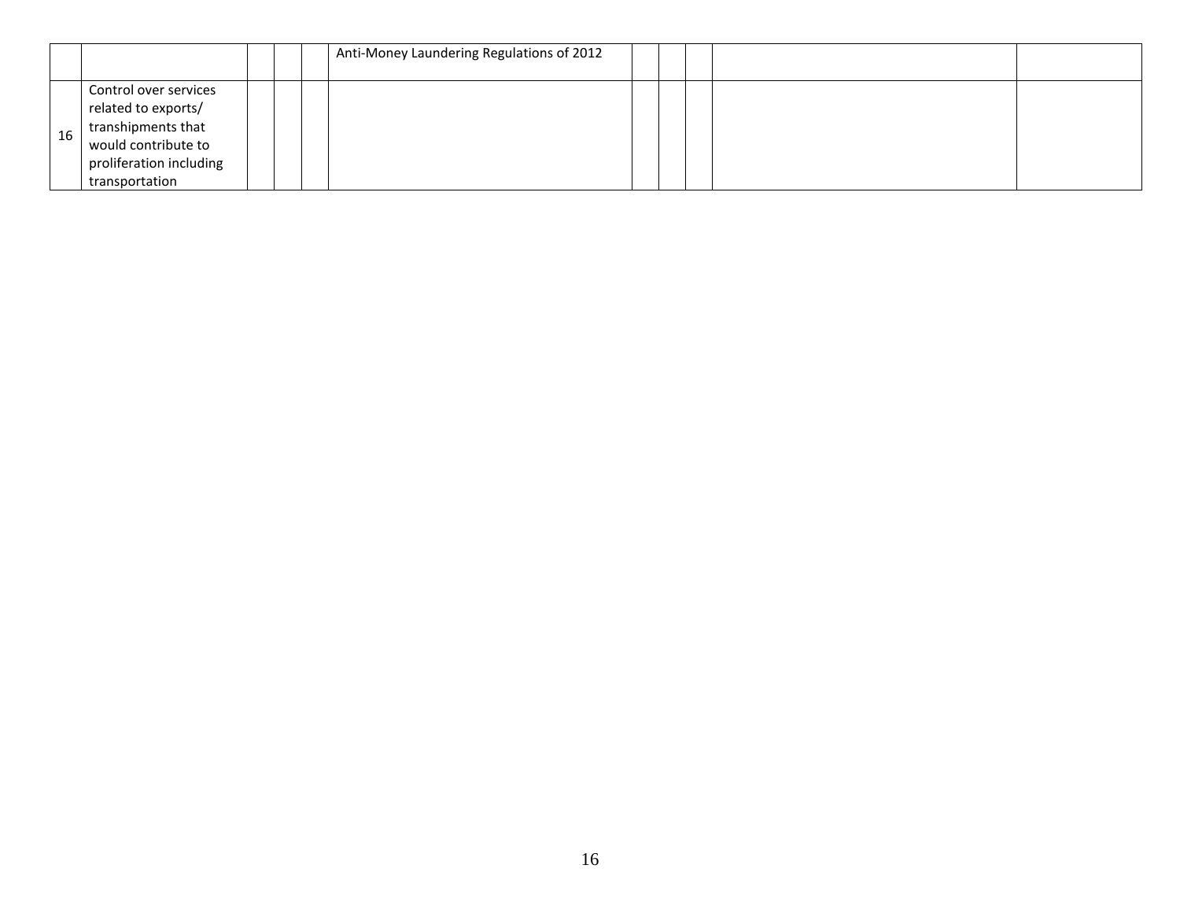| | | | | | | | | | | |
|---|---|---|---|---|---|---|---|---|---|---|
| | | | | | Anti-Money Laundering Regulations of 2012 | | | | | |
| 16 | Control over services related to exports/ transhipments that would contribute to proliferation including transportation | | | | | | | | | |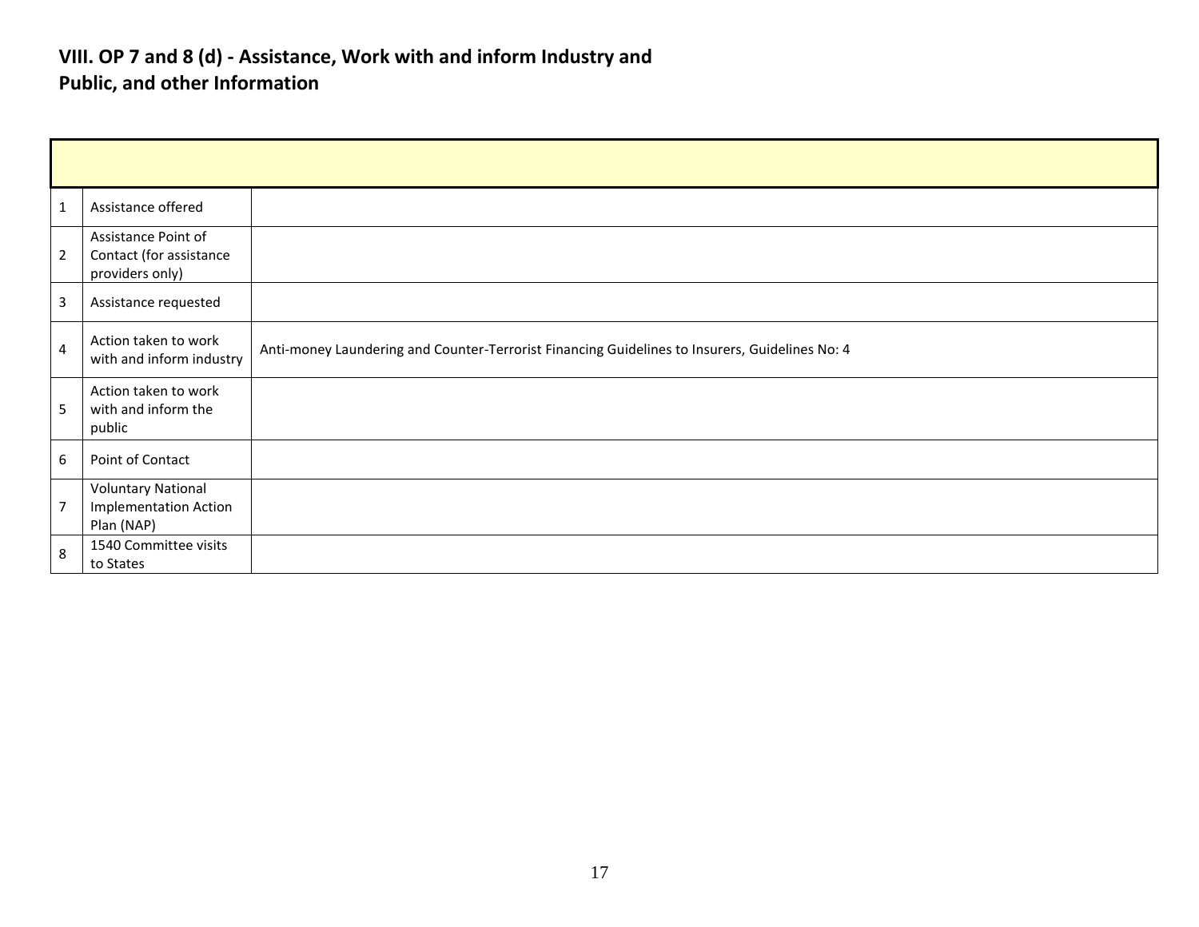## VIII. OP 7 and 8 (d) - Assistance, Work with and inform Industry and Public, and other Information

| | | |
|---|---|---|
| 1 | Assistance offered | |
| 2 | Assistance Point of Contact (for assistance providers only) | |
| 3 | Assistance requested | |
| 4 | Action taken to work with and inform industry | Anti-money Laundering and Counter-Terrorist Financing Guidelines to Insurers, Guidelines No: 4 |
| 5 | Action taken to work with and inform the public | |
| 6 | Point of Contact | |
| 7 | Voluntary National Implementation Action Plan (NAP) | |
| 8 | 1540 Committee visits to States | |